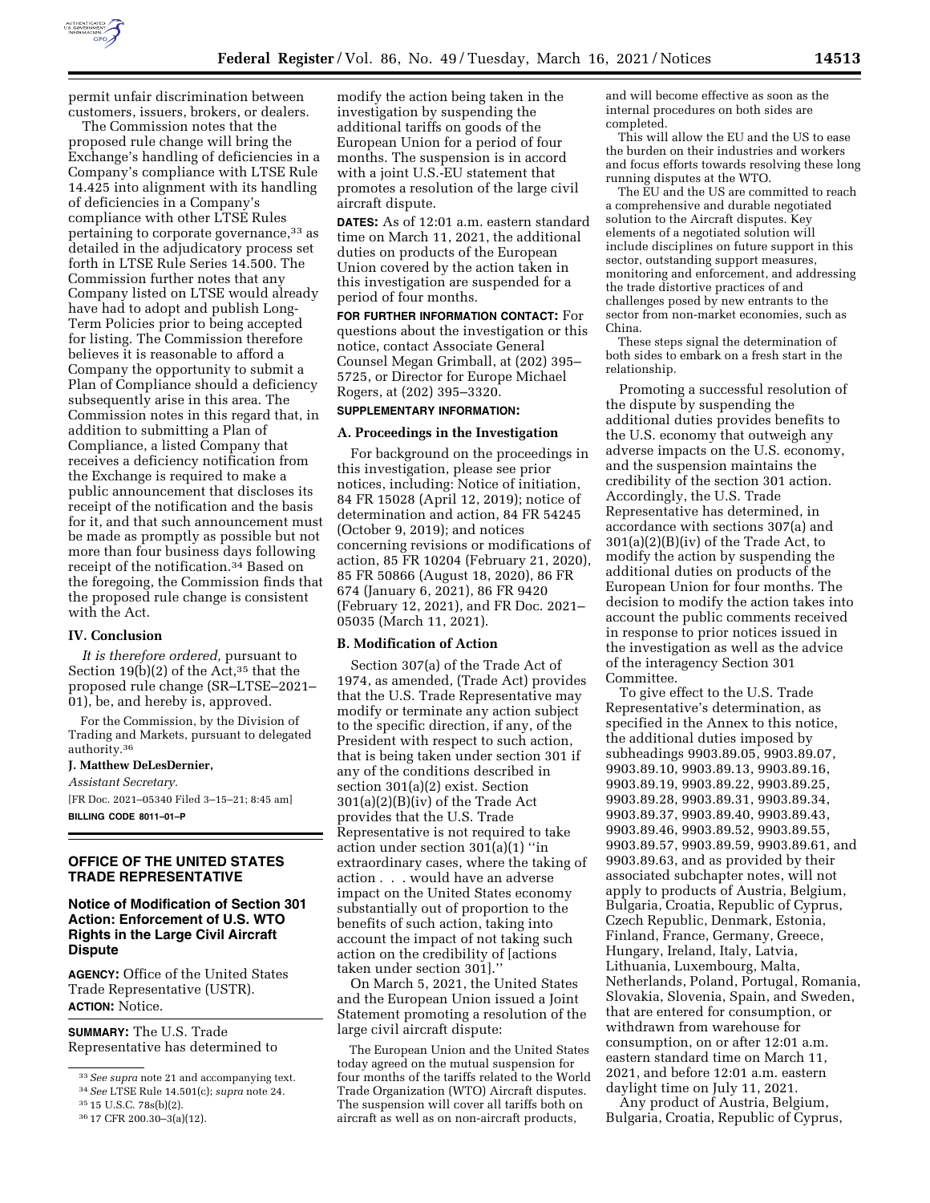permit unfair discrimination between customers, issuers, brokers, or dealers.

The Commission notes that the proposed rule change will bring the Exchange's handling of deficiencies in a Company's compliance with LTSE Rule 14.425 into alignment with its handling of deficiencies in a Company's compliance with other LTSE Rules pertaining to corporate governance,[33] as detailed in the adjudicatory process set forth in LTSE Rule Series 14.500. The Commission further notes that any Company listed on LTSE would already have had to adopt and publish Long-Term Policies prior to being accepted for listing. The Commission therefore believes it is reasonable to afford a Company the opportunity to submit a Plan of Compliance should a deficiency subsequently arise in this area. The Commission notes in this regard that, in addition to submitting a Plan of Compliance, a listed Company that receives a deficiency notification from the Exchange is required to make a public announcement that discloses its receipt of the notification and the basis for it, and that such announcement must be made as promptly as possible but not more than four business days following receipt of the notification.[34] Based on the foregoing, the Commission finds that the proposed rule change is consistent with the Act.

## IV. Conclusion

*It is therefore ordered,* pursuant to Section 19(b)(2) of the Act,[35] that the proposed rule change (SR–LTSE–2021–01), be, and hereby is, approved.

For the Commission, by the Division of Trading and Markets, pursuant to delegated authority.[36]

**J. Matthew DeLesDernier,**

*Assistant Secretary.*

[FR Doc. 2021–05340 Filed 3–15–21; 8:45 am]

**BILLING CODE 8011–01–P**

[33] *See supra* note 21 and accompanying text.

[34] *See* LTSE Rule 14.501(c); *supra* note 24.

[35] 15 U.S.C. 78s(b)(2).

[36] 17 CFR 200.30–3(a)(12).

# OFFICE OF THE UNITED STATES TRADE REPRESENTATIVE

## Notice of Modification of Section 301 Action: Enforcement of U.S. WTO Rights in the Large Civil Aircraft Dispute

**AGENCY:** Office of the United States Trade Representative (USTR).

**ACTION:** Notice.

**SUMMARY:** The U.S. Trade Representative has determined to modify the action being taken in the investigation by suspending the additional tariffs on goods of the European Union for a period of four months. The suspension is in accord with a joint U.S.-EU statement that promotes a resolution of the large civil aircraft dispute.

**DATES:** As of 12:01 a.m. eastern standard time on March 11, 2021, the additional duties on products of the European Union covered by the action taken in this investigation are suspended for a period of four months.

**FOR FURTHER INFORMATION CONTACT:** For questions about the investigation or this notice, contact Associate General Counsel Megan Grimball, at (202) 395–5725, or Director for Europe Michael Rogers, at (202) 395–3320.

**SUPPLEMENTARY INFORMATION:**

### A. Proceedings in the Investigation

For background on the proceedings in this investigation, please see prior notices, including: Notice of initiation, 84 FR 15028 (April 12, 2019); notice of determination and action, 84 FR 54245 (October 9, 2019); and notices concerning revisions or modifications of action, 85 FR 10204 (February 21, 2020), 85 FR 50866 (August 18, 2020), 86 FR 674 (January 6, 2021), 86 FR 9420 (February 12, 2021), and FR Doc. 2021–05035 (March 11, 2021).

### B. Modification of Action

Section 307(a) of the Trade Act of 1974, as amended, (Trade Act) provides that the U.S. Trade Representative may modify or terminate any action subject to the specific direction, if any, of the President with respect to such action, that is being taken under section 301 if any of the conditions described in section 301(a)(2) exist. Section 301(a)(2)(B)(iv) of the Trade Act provides that the U.S. Trade Representative is not required to take action under section 301(a)(1) ''in extraordinary cases, where the taking of action . . . would have an adverse impact on the United States economy substantially out of proportion to the benefits of such action, taking into account the impact of not taking such action on the credibility of [actions taken under section 301].''

On March 5, 2021, the United States and the European Union issued a Joint Statement promoting a resolution of the large civil aircraft dispute:

> The European Union and the United States today agreed on the mutual suspension for four months of the tariffs related to the World Trade Organization (WTO) Aircraft disputes. The suspension will cover all tariffs both on aircraft as well as on non-aircraft products, and will become effective as soon as the internal procedures on both sides are completed.
>
> This will allow the EU and the US to ease the burden on their industries and workers and focus efforts towards resolving these long running disputes at the WTO.
>
> The EU and the US are committed to reach a comprehensive and durable negotiated solution to the Aircraft disputes. Key elements of a negotiated solution will include disciplines on future support in this sector, outstanding support measures, monitoring and enforcement, and addressing the trade distortive practices of and challenges posed by new entrants to the sector from non-market economies, such as China.
>
> These steps signal the determination of both sides to embark on a fresh start in the relationship.

Promoting a successful resolution of the dispute by suspending the additional duties provides benefits to the U.S. economy that outweigh any adverse impacts on the U.S. economy, and the suspension maintains the credibility of the section 301 action. Accordingly, the U.S. Trade Representative has determined, in accordance with sections 307(a) and 301(a)(2)(B)(iv) of the Trade Act, to modify the action by suspending the additional duties on products of the European Union for four months. The decision to modify the action takes into account the public comments received in response to prior notices issued in the investigation as well as the advice of the interagency Section 301 Committee.

To give effect to the U.S. Trade Representative's determination, as specified in the Annex to this notice, the additional duties imposed by subheadings 9903.89.05, 9903.89.07, 9903.89.10, 9903.89.13, 9903.89.16, 9903.89.19, 9903.89.22, 9903.89.25, 9903.89.28, 9903.89.31, 9903.89.34, 9903.89.37, 9903.89.40, 9903.89.43, 9903.89.46, 9903.89.52, 9903.89.55, 9903.89.57, 9903.89.59, 9903.89.61, and 9903.89.63, and as provided by their associated subchapter notes, will not apply to products of Austria, Belgium, Bulgaria, Croatia, Republic of Cyprus, Czech Republic, Denmark, Estonia, Finland, France, Germany, Greece, Hungary, Ireland, Italy, Latvia, Lithuania, Luxembourg, Malta, Netherlands, Poland, Portugal, Romania, Slovakia, Slovenia, Spain, and Sweden, that are entered for consumption, or withdrawn from warehouse for consumption, on or after 12:01 a.m. eastern standard time on March 11, 2021, and before 12:01 a.m. eastern daylight time on July 11, 2021.

Any product of Austria, Belgium, Bulgaria, Croatia, Republic of Cyprus,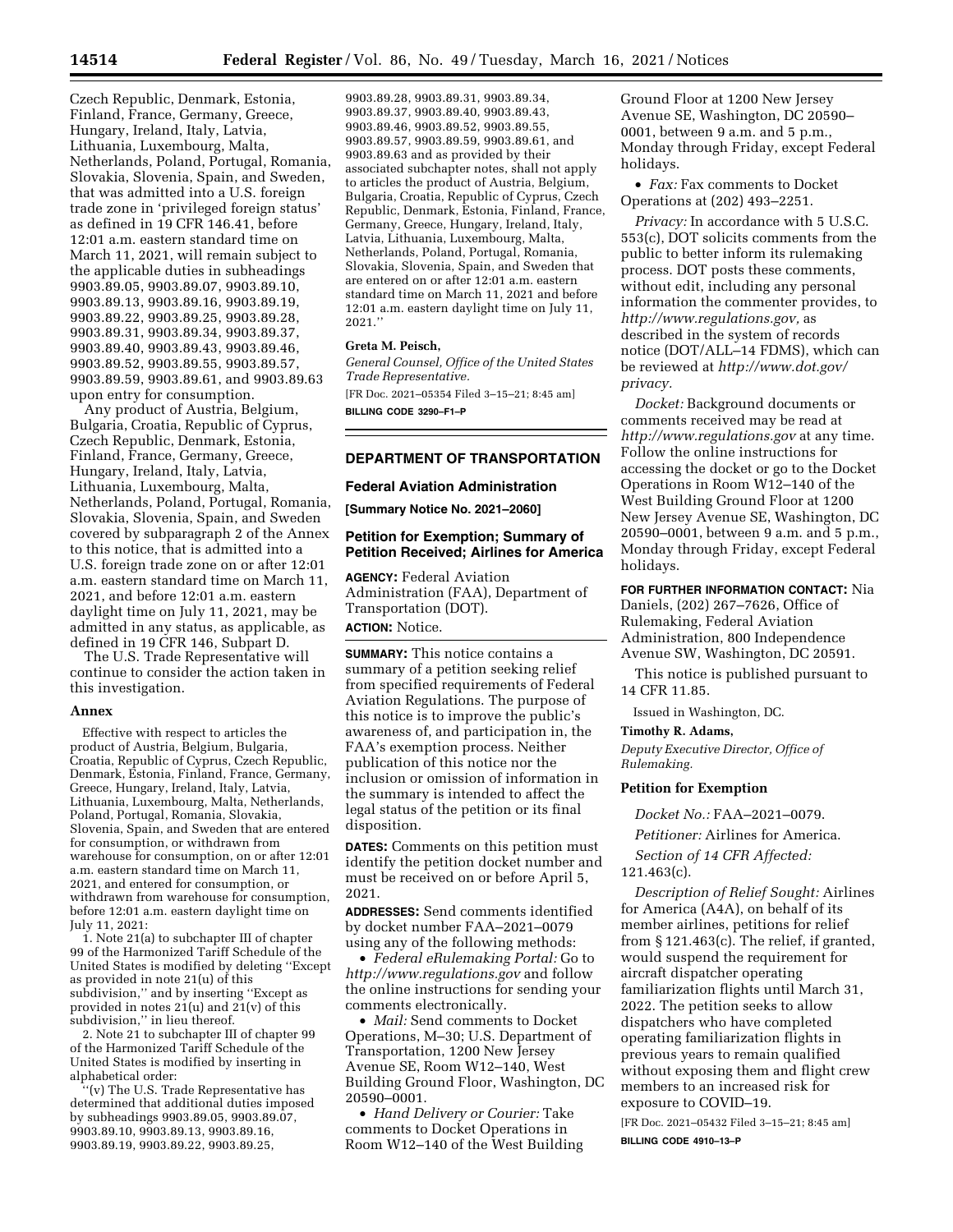Czech Republic, Denmark, Estonia, Finland, France, Germany, Greece, Hungary, Ireland, Italy, Latvia, Lithuania, Luxembourg, Malta, Netherlands, Poland, Portugal, Romania, Slovakia, Slovenia, Spain, and Sweden, that was admitted into a U.S. foreign trade zone in 'privileged foreign status' as defined in 19 CFR 146.41, before 12:01 a.m. eastern standard time on March 11, 2021, will remain subject to the applicable duties in subheadings 9903.89.05, 9903.89.07, 9903.89.10, 9903.89.13, 9903.89.16, 9903.89.19, 9903.89.22, 9903.89.25, 9903.89.28, 9903.89.31, 9903.89.34, 9903.89.37, 9903.89.40, 9903.89.43, 9903.89.46, 9903.89.52, 9903.89.55, 9903.89.57, 9903.89.59, 9903.89.61, and 9903.89.63 upon entry for consumption.

Any product of Austria, Belgium, Bulgaria, Croatia, Republic of Cyprus, Czech Republic, Denmark, Estonia, Finland, France, Germany, Greece, Hungary, Ireland, Italy, Latvia, Lithuania, Luxembourg, Malta, Netherlands, Poland, Portugal, Romania, Slovakia, Slovenia, Spain, and Sweden covered by subparagraph 2 of the Annex to this notice, that is admitted into a U.S. foreign trade zone on or after 12:01 a.m. eastern standard time on March 11, 2021, and before 12:01 a.m. eastern daylight time on July 11, 2021, may be admitted in any status, as applicable, as defined in 19 CFR 146, Subpart D.

The U.S. Trade Representative will continue to consider the action taken in this investigation.

## Annex

Effective with respect to articles the product of Austria, Belgium, Bulgaria, Croatia, Republic of Cyprus, Czech Republic, Denmark, Estonia, Finland, France, Germany, Greece, Hungary, Ireland, Italy, Latvia, Lithuania, Luxembourg, Malta, Netherlands, Poland, Portugal, Romania, Slovakia, Slovenia, Spain, and Sweden that are entered for consumption, or withdrawn from warehouse for consumption, on or after 12:01 a.m. eastern standard time on March 11, 2021, and entered for consumption, or withdrawn from warehouse for consumption, before 12:01 a.m. eastern daylight time on July 11, 2021:

1. Note 21(a) to subchapter III of chapter 99 of the Harmonized Tariff Schedule of the United States is modified by deleting ''Except as provided in note 21(u) of this subdivision,'' and by inserting ''Except as provided in notes 21(u) and 21(v) of this subdivision,'' in lieu thereof.

2. Note 21 to subchapter III of chapter 99 of the Harmonized Tariff Schedule of the United States is modified by inserting in alphabetical order:

''(v) The U.S. Trade Representative has determined that additional duties imposed by subheadings 9903.89.05, 9903.89.07, 9903.89.10, 9903.89.13, 9903.89.16, 9903.89.19, 9903.89.22, 9903.89.25, 9903.89.28, 9903.89.31, 9903.89.34, 9903.89.37, 9903.89.40, 9903.89.43, 9903.89.46, 9903.89.52, 9903.89.55, 9903.89.57, 9903.89.59, 9903.89.61, and 9903.89.63 and as provided by their associated subchapter notes, shall not apply to articles the product of Austria, Belgium, Bulgaria, Croatia, Republic of Cyprus, Czech Republic, Denmark, Estonia, Finland, France, Germany, Greece, Hungary, Ireland, Italy, Latvia, Lithuania, Luxembourg, Malta, Netherlands, Poland, Portugal, Romania, Slovakia, Slovenia, Spain, and Sweden that are entered on or after 12:01 a.m. eastern standard time on March 11, 2021 and before 12:01 a.m. eastern daylight time on July 11, 2021.''

**Greta M. Peisch,**

*General Counsel, Office of the United States Trade Representative.*

[FR Doc. 2021–05354 Filed 3–15–21; 8:45 am]

**BILLING CODE 3290–F1–P**

# DEPARTMENT OF TRANSPORTATION

## Federal Aviation Administration

**[Summary Notice No. 2021–2060]**

## Petition for Exemption; Summary of Petition Received; Airlines for America

**AGENCY:** Federal Aviation Administration (FAA), Department of Transportation (DOT).

**ACTION:** Notice.

**SUMMARY:** This notice contains a summary of a petition seeking relief from specified requirements of Federal Aviation Regulations. The purpose of this notice is to improve the public's awareness of, and participation in, the FAA's exemption process. Neither publication of this notice nor the inclusion or omission of information in the summary is intended to affect the legal status of the petition or its final disposition.

**DATES:** Comments on this petition must identify the petition docket number and must be received on or before April 5, 2021.

**ADDRESSES:** Send comments identified by docket number FAA–2021–0079 using any of the following methods:

- *Federal eRulemaking Portal:* Go to *http://www.regulations.gov* and follow the online instructions for sending your comments electronically.
- *Mail:* Send comments to Docket Operations, M–30; U.S. Department of Transportation, 1200 New Jersey Avenue SE, Room W12–140, West Building Ground Floor, Washington, DC 20590–0001.
- *Hand Delivery or Courier:* Take comments to Docket Operations in Room W12–140 of the West Building Ground Floor at 1200 New Jersey Avenue SE, Washington, DC 20590–0001, between 9 a.m. and 5 p.m., Monday through Friday, except Federal holidays.
- *Fax:* Fax comments to Docket Operations at (202) 493–2251.

*Privacy:* In accordance with 5 U.S.C. 553(c), DOT solicits comments from the public to better inform its rulemaking process. DOT posts these comments, without edit, including any personal information the commenter provides, to *http://www.regulations.gov,* as described in the system of records notice (DOT/ALL–14 FDMS), which can be reviewed at *http://www.dot.gov/privacy.*

*Docket:* Background documents or comments received may be read at *http://www.regulations.gov* at any time. Follow the online instructions for accessing the docket or go to the Docket Operations in Room W12–140 of the West Building Ground Floor at 1200 New Jersey Avenue SE, Washington, DC 20590–0001, between 9 a.m. and 5 p.m., Monday through Friday, except Federal holidays.

**FOR FURTHER INFORMATION CONTACT:** Nia Daniels, (202) 267–7626, Office of Rulemaking, Federal Aviation Administration, 800 Independence Avenue SW, Washington, DC 20591.

This notice is published pursuant to 14 CFR 11.85.

Issued in Washington, DC.

**Timothy R. Adams,**

*Deputy Executive Director, Office of Rulemaking.*

### Petition for Exemption

*Docket No.:* FAA–2021–0079.

*Petitioner:* Airlines for America.

*Section of 14 CFR Affected:* 121.463(c).

*Description of Relief Sought:* Airlines for America (A4A), on behalf of its member airlines, petitions for relief from § 121.463(c). The relief, if granted, would suspend the requirement for aircraft dispatcher operating familiarization flights until March 31, 2022. The petition seeks to allow dispatchers who have completed operating familiarization flights in previous years to remain qualified without exposing them and flight crew members to an increased risk for exposure to COVID–19.

[FR Doc. 2021–05432 Filed 3–15–21; 8:45 am]

**BILLING CODE 4910–13–P**